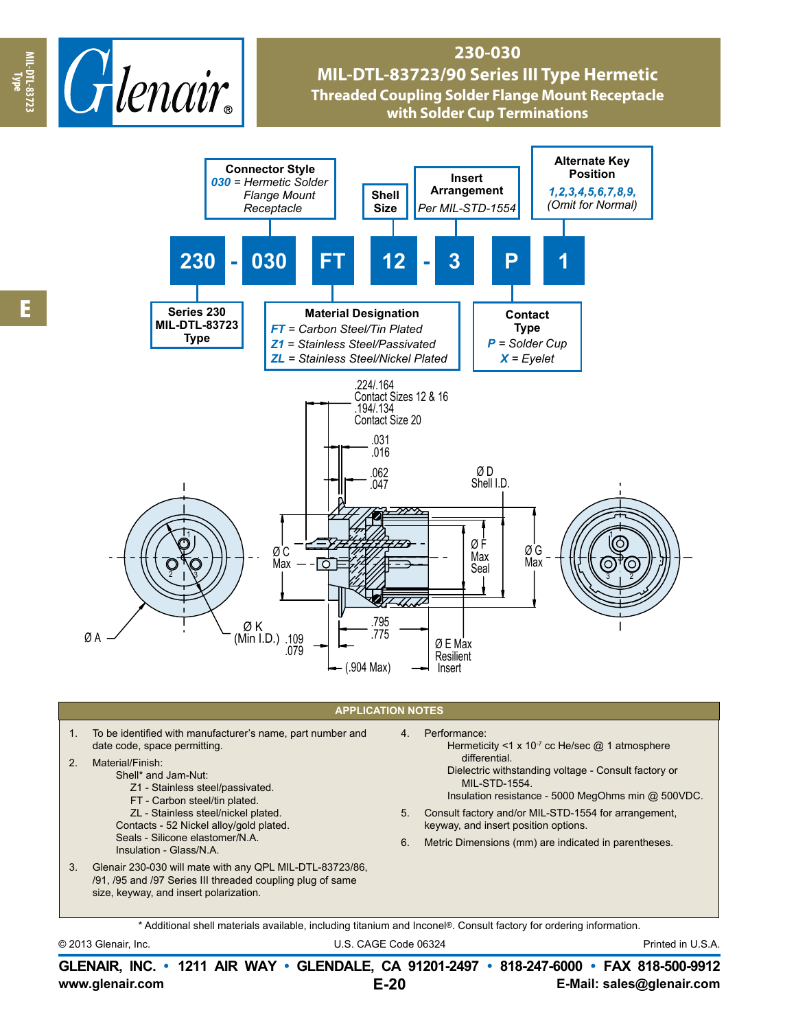# 230-030

## MIL-DTL-83723/90 Series III Type Hermetic

### Threaded Coupling Solder Flange Mount Receptacle with Solder Cup Terminations

**Part Number Example:** 230 - 030 FT 12 - 3 P 1

- **230** — Series 230 MIL-DTL-83723 Type
- **030** — Connector Style: *030* = Hermetic Solder Flange Mount Receptacle
- **FT** — Material Designation:
  - *FT* = Carbon Steel/Tin Plated
  - *Z1* = Stainless Steel/Passivated
  - *ZL* = Stainless Steel/Nickel Plated
- **12** — Shell Size
- **3** — Insert Arrangement: Per MIL-STD-1554
- **P** — Contact Type:
  - *P* = Solder Cup
  - *X* = Eyelet
- **1** — Alternate Key Position: *1,2,3,4,5,6,7,8,9,* (Omit for Normal)

Dimensions: .224/.164 Contact Sizes 12 & 16; .194/.134 Contact Size 20; .031/.016; .062/.047; Ø D Shell I.D.; Ø C Max; Ø F Max Seal; Ø G Max; Ø A; Ø K (Min I.D.); .109/.079; .795/.775; Ø E Max Resilient Insert; (.904 Max)

## APPLICATION NOTES

1. To be identified with manufacturer's name, part number and date code, space permitting.
2. Material/Finish:
   - Shell* and Jam-Nut:
     - Z1 - Stainless steel/passivated.
     - FT - Carbon steel/tin plated.
     - ZL - Stainless steel/nickel plated.
   - Contacts - 52 Nickel alloy/gold plated.
   - Seals - Silicone elastomer/N.A.
   - Insulation - Glass/N.A.
3. Glenair 230-030 will mate with any QPL MIL-DTL-83723/86, /91, /95 and /97 Series III threaded coupling plug of same size, keyway, and insert polarization.
4. Performance:
   - Hermeticity <1 x $10^{-7}$ cc He/sec @ 1 atmosphere differential.
   - Dielectric withstanding voltage - Consult factory or MIL-STD-1554.
   - Insulation resistance - 5000 MegOhms min @ 500VDC.
5. Consult factory and/or MIL-STD-1554 for arrangement, keyway, and insert position options.
6. Metric Dimensions (mm) are indicated in parentheses.

\* Additional shell materials available, including titanium and Inconel®. Consult factory for ordering information.

© 2013 Glenair, Inc. U.S. CAGE Code 06324 Printed in U.S.A.

**GLENAIR, INC. • 1211 AIR WAY • GLENDALE, CA 91201-2497 • 818-247-6000 • FAX 818-500-9912**
**www.glenair.com** **E-Mail: sales@glenair.com**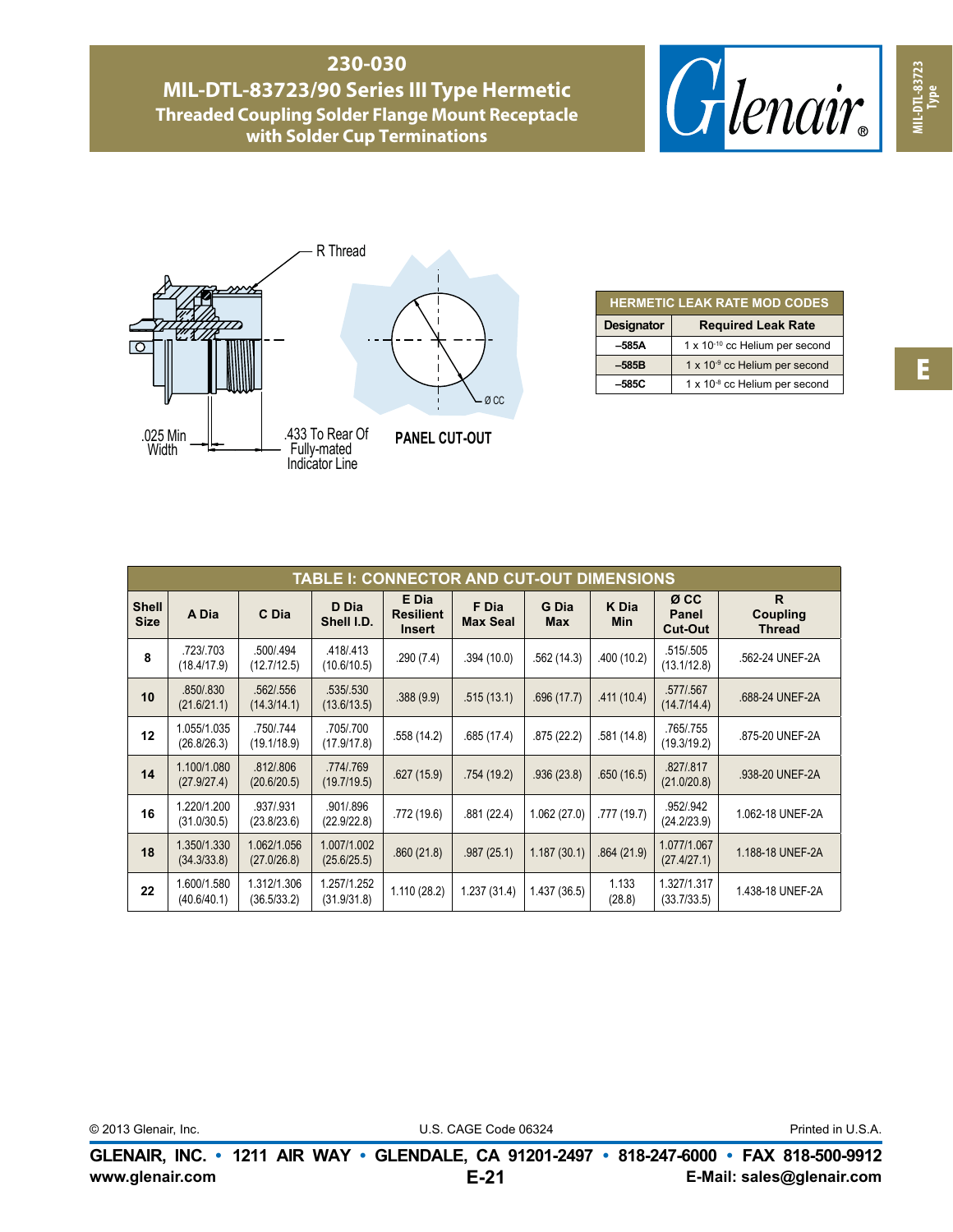# 230-030
## MIL-DTL-83723/90 Series III Type Hermetic
### Threaded Coupling Solder Flange Mount Receptacle with Solder Cup Terminations

R Thread

.025 Min Width

.433 To Rear Of Fully-mated Indicator Line

Ø CC

PANEL CUT-OUT

| HERMETIC LEAK RATE MOD CODES | |
|---|---|
| **Designator** | **Required Leak Rate** |
| **–585A** | 1 x $10^{-10}$ cc Helium per second |
| **–585B** | 1 x $10^{-9}$ cc Helium per second |
| **–585C** | 1 x $10^{-8}$ cc Helium per second |

**TABLE I: CONNECTOR AND CUT-OUT DIMENSIONS**

| Shell Size | A Dia | C Dia | D Dia Shell I.D. | E Dia Resilient Insert | F Dia Max Seal | G Dia Max | K Dia Min | Ø CC Panel Cut-Out | R Coupling Thread |
|---|---|---|---|---|---|---|---|---|---|
| **8** | .723/.703 (18.4/17.9) | .500/.494 (12.7/12.5) | .418/.413 (10.6/10.5) | .290 (7.4) | .394 (10.0) | .562 (14.3) | .400 (10.2) | .515/.505 (13.1/12.8) | .562-24 UNEF-2A |
| **10** | .850/.830 (21.6/21.1) | .562/.556 (14.3/14.1) | .535/.530 (13.6/13.5) | .388 (9.9) | .515 (13.1) | .696 (17.7) | .411 (10.4) | .577/.567 (14.7/14.4) | .688-24 UNEF-2A |
| **12** | 1.055/1.035 (26.8/26.3) | .750/.744 (19.1/18.9) | .705/.700 (17.9/17.8) | .558 (14.2) | .685 (17.4) | .875 (22.2) | .581 (14.8) | .765/.755 (19.3/19.2) | .875-20 UNEF-2A |
| **14** | 1.100/1.080 (27.9/27.4) | .812/.806 (20.6/20.5) | .774/.769 (19.7/19.5) | .627 (15.9) | .754 (19.2) | .936 (23.8) | .650 (16.5) | .827/.817 (21.0/20.8) | .938-20 UNEF-2A |
| **16** | 1.220/1.200 (31.0/30.5) | .937/.931 (23.8/23.6) | .901/.896 (22.9/22.8) | .772 (19.6) | .881 (22.4) | 1.062 (27.0) | .777 (19.7) | .952/.942 (24.2/23.9) | 1.062-18 UNEF-2A |
| **18** | 1.350/1.330 (34.3/33.8) | 1.062/1.056 (27.0/26.8) | 1.007/1.002 (25.6/25.5) | .860 (21.8) | .987 (25.1) | 1.187 (30.1) | .864 (21.9) | 1.077/1.067 (27.4/27.1) | 1.188-18 UNEF-2A |
| **22** | 1.600/1.580 (40.6/40.1) | 1.312/1.306 (36.5/33.2) | 1.257/1.252 (31.9/31.8) | 1.110 (28.2) | 1.237 (31.4) | 1.437 (36.5) | 1.133 (28.8) | 1.327/1.317 (33.7/33.5) | 1.438-18 UNEF-2A |

© 2013 Glenair, Inc. U.S. CAGE Code 06324 Printed in U.S.A.

**GLENAIR, INC. • 1211 AIR WAY • GLENDALE, CA 91201-2497 • 818-247-6000 • FAX 818-500-9912**
**www.glenair.com** **E-Mail: sales@glenair.com**